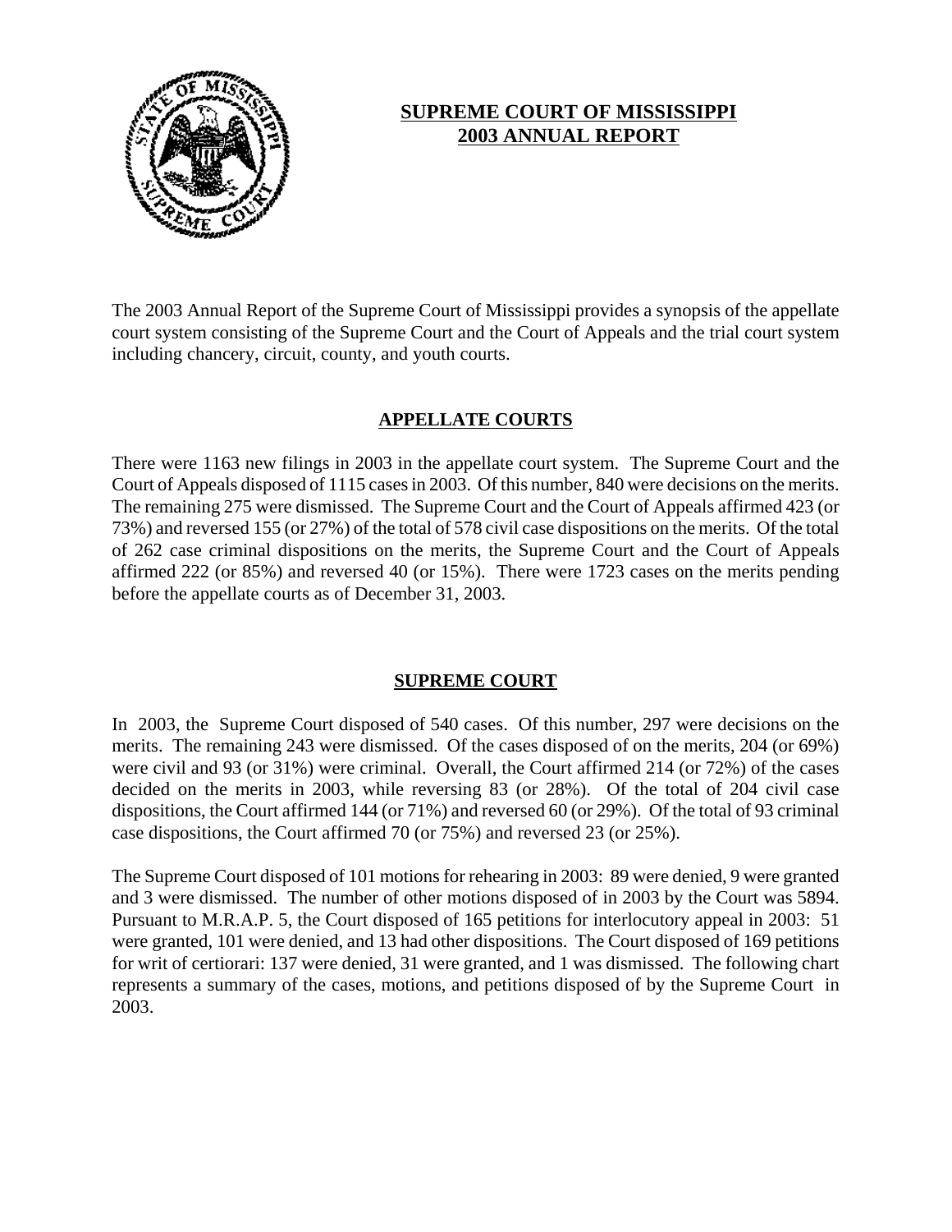# SUPREME COURT OF MISSISSIPPI
# 2003 ANNUAL REPORT

The 2003 Annual Report of the Supreme Court of Mississippi provides a synopsis of the appellate court system consisting of the Supreme Court and the Court of Appeals and the trial court system including chancery, circuit, county, and youth courts.

## APPELLATE COURTS

There were 1163 new filings in 2003 in the appellate court system. The Supreme Court and the Court of Appeals disposed of 1115 cases in 2003. Of this number, 840 were decisions on the merits. The remaining 275 were dismissed. The Supreme Court and the Court of Appeals affirmed 423 (or 73%) and reversed 155 (or 27%) of the total of 578 civil case dispositions on the merits. Of the total of 262 case criminal dispositions on the merits, the Supreme Court and the Court of Appeals affirmed 222 (or 85%) and reversed 40 (or 15%). There were 1723 cases on the merits pending before the appellate courts as of December 31, 2003.

## SUPREME COURT

In 2003, the Supreme Court disposed of 540 cases. Of this number, 297 were decisions on the merits. The remaining 243 were dismissed. Of the cases disposed of on the merits, 204 (or 69%) were civil and 93 (or 31%) were criminal. Overall, the Court affirmed 214 (or 72%) of the cases decided on the merits in 2003, while reversing 83 (or 28%). Of the total of 204 civil case dispositions, the Court affirmed 144 (or 71%) and reversed 60 (or 29%). Of the total of 93 criminal case dispositions, the Court affirmed 70 (or 75%) and reversed 23 (or 25%).

The Supreme Court disposed of 101 motions for rehearing in 2003: 89 were denied, 9 were granted and 3 were dismissed. The number of other motions disposed of in 2003 by the Court was 5894. Pursuant to M.R.A.P. 5, the Court disposed of 165 petitions for interlocutory appeal in 2003: 51 were granted, 101 were denied, and 13 had other dispositions. The Court disposed of 169 petitions for writ of certiorari: 137 were denied, 31 were granted, and 1 was dismissed. The following chart represents a summary of the cases, motions, and petitions disposed of by the Supreme Court in 2003.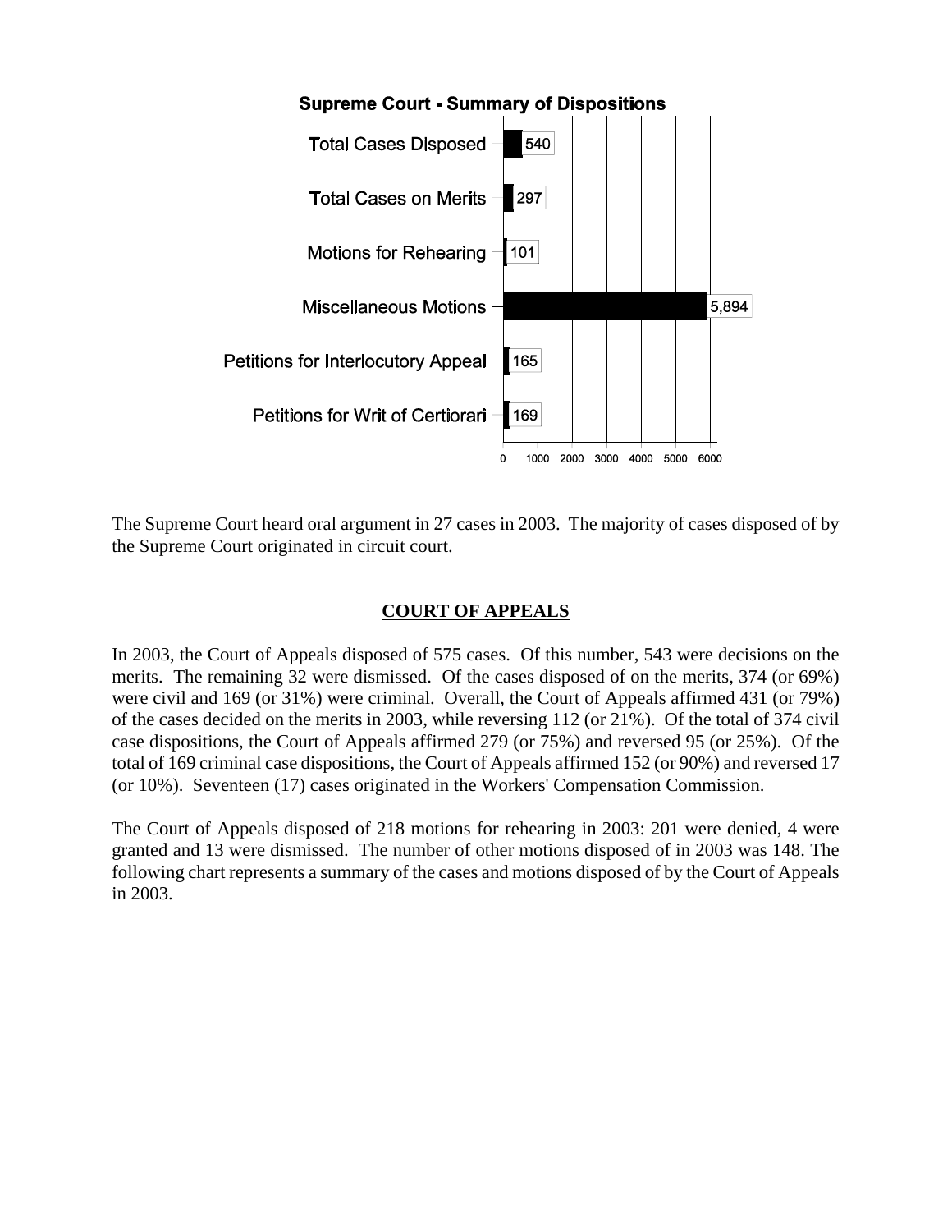**Supreme Court - Summary of Dispositions**

| Category | Count |
|---|---|
| Total Cases Disposed | 540 |
| Total Cases on Merits | 297 |
| Motions for Rehearing | 101 |
| Miscellaneous Motions | 5,894 |
| Petitions for Interlocutory Appeal | 165 |
| Petitions for Writ of Certiorari | 169 |

The Supreme Court heard oral argument in 27 cases in 2003. The majority of cases disposed of by the Supreme Court originated in circuit court.

## COURT OF APPEALS

In 2003, the Court of Appeals disposed of 575 cases. Of this number, 543 were decisions on the merits. The remaining 32 were dismissed. Of the cases disposed of on the merits, 374 (or 69%) were civil and 169 (or 31%) were criminal. Overall, the Court of Appeals affirmed 431 (or 79%) of the cases decided on the merits in 2003, while reversing 112 (or 21%). Of the total of 374 civil case dispositions, the Court of Appeals affirmed 279 (or 75%) and reversed 95 (or 25%). Of the total of 169 criminal case dispositions, the Court of Appeals affirmed 152 (or 90%) and reversed 17 (or 10%). Seventeen (17) cases originated in the Workers' Compensation Commission.

The Court of Appeals disposed of 218 motions for rehearing in 2003: 201 were denied, 4 were granted and 13 were dismissed. The number of other motions disposed of in 2003 was 148. The following chart represents a summary of the cases and motions disposed of by the Court of Appeals in 2003.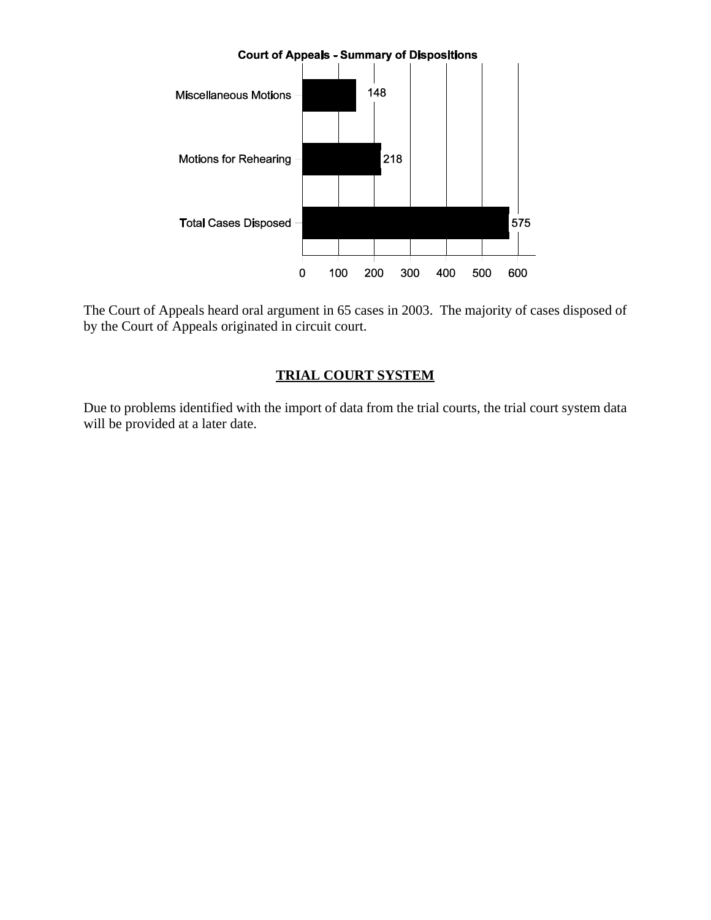Court of Appeals - Summary of Dispositions

Miscellaneous Motions 148

Motions for Rehearing 218

Total Cases Disposed 575

0 100 200 300 400 500 600

The Court of Appeals heard oral argument in 65 cases in 2003. The majority of cases disposed of by the Court of Appeals originated in circuit court.

## TRIAL COURT SYSTEM

Due to problems identified with the import of data from the trial courts, the trial court system data will be provided at a later date.